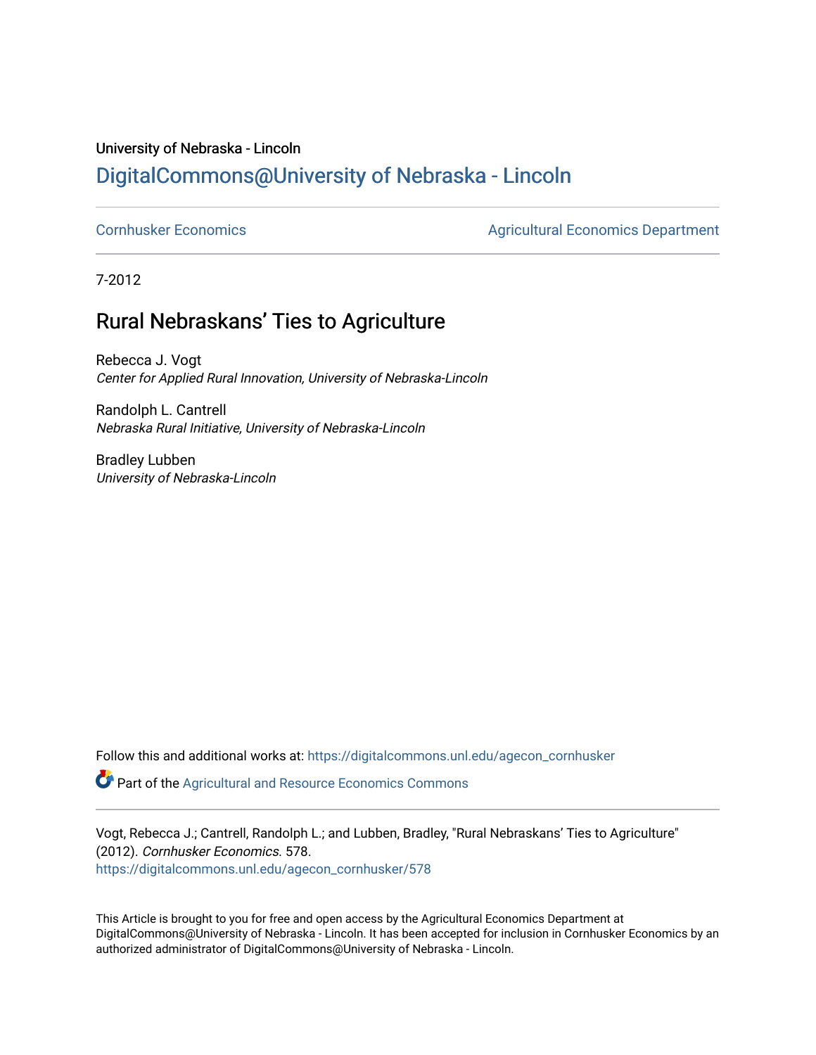University of Nebraska - Lincoln

## DigitalCommons@University of Nebraska - Lincoln

Cornhusker Economics | Agricultural Economics Department

7-2012

# Rural Nebraskans' Ties to Agriculture

Rebecca J. Vogt
*Center for Applied Rural Innovation, University of Nebraska-Lincoln*

Randolph L. Cantrell
*Nebraska Rural Initiative, University of Nebraska-Lincoln*

Bradley Lubben
*University of Nebraska-Lincoln*

Follow this and additional works at: https://digitalcommons.unl.edu/agecon_cornhusker

Part of the Agricultural and Resource Economics Commons

Vogt, Rebecca J.; Cantrell, Randolph L.; and Lubben, Bradley, "Rural Nebraskans' Ties to Agriculture" (2012). *Cornhusker Economics*. 578.
https://digitalcommons.unl.edu/agecon_cornhusker/578

This Article is brought to you for free and open access by the Agricultural Economics Department at DigitalCommons@University of Nebraska - Lincoln. It has been accepted for inclusion in Cornhusker Economics by an authorized administrator of DigitalCommons@University of Nebraska - Lincoln.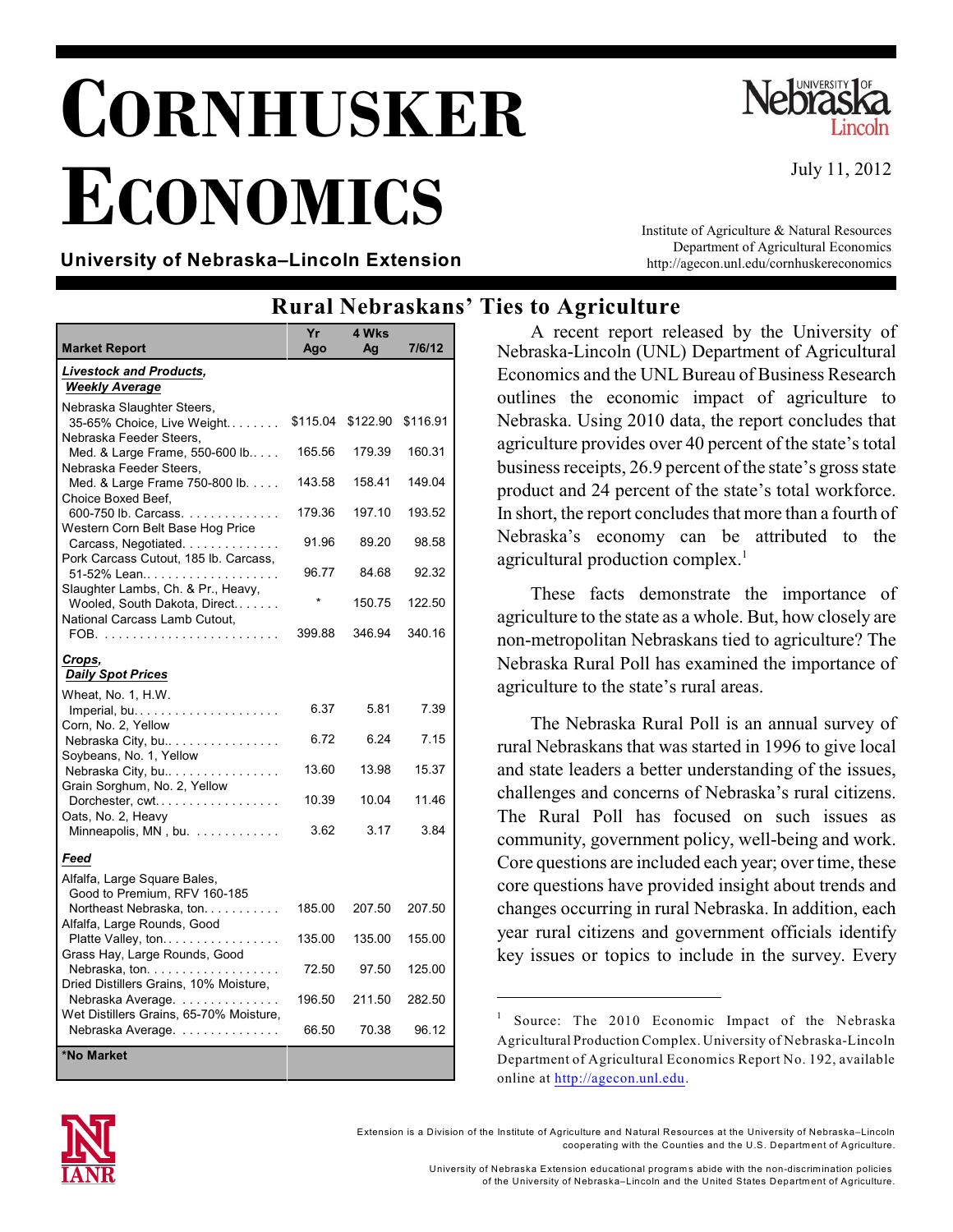# CORNHUSKER ECONOMICS

July 11, 2012

**University of Nebraska–Lincoln Extension**

Institute of Agriculture & Natural Resources
Department of Agricultural Economics
http://agecon.unl.edu/cornhuskereconomics

## Rural Nebraskans' Ties to Agriculture

| Market Report | Yr Ago | 4 Wks Ag | 7/6/12 |
|---|---|---|---|
| ***Livestock and Products, Weekly Average*** | | | |
| Nebraska Slaughter Steers, 35-65% Choice, Live Weight. | $115.04 | $122.90 | $116.91 |
| Nebraska Feeder Steers, Med. & Large Frame, 550-600 lb. | 165.56 | 179.39 | 160.31 |
| Nebraska Feeder Steers, Med. & Large Frame 750-800 lb. | 143.58 | 158.41 | 149.04 |
| Choice Boxed Beef, 600-750 lb. Carcass. | 179.36 | 197.10 | 193.52 |
| Western Corn Belt Base Hog Price Carcass, Negotiated. | 91.96 | 89.20 | 98.58 |
| Pork Carcass Cutout, 185 lb. Carcass, 51-52% Lean. | 96.77 | 84.68 | 92.32 |
| Slaughter Lambs, Ch. & Pr., Heavy, Wooled, South Dakota, Direct. | * | 150.75 | 122.50 |
| National Carcass Lamb Cutout, FOB. | 399.88 | 346.94 | 340.16 |
| ***Crops, Daily Spot Prices*** | | | |
| Wheat, No. 1, H.W. Imperial, bu. | 6.37 | 5.81 | 7.39 |
| Corn, No. 2, Yellow Nebraska City, bu. | 6.72 | 6.24 | 7.15 |
| Soybeans, No. 1, Yellow Nebraska City, bu. | 13.60 | 13.98 | 15.37 |
| Grain Sorghum, No. 2, Yellow Dorchester, cwt. | 10.39 | 10.04 | 11.46 |
| Oats, No. 2, Heavy Minneapolis, MN , bu. | 3.62 | 3.17 | 3.84 |
| ***Feed*** | | | |
| Alfalfa, Large Square Bales, Good to Premium, RFV 160-185 Northeast Nebraska, ton. | 185.00 | 207.50 | 207.50 |
| Alfalfa, Large Rounds, Good Platte Valley, ton. | 135.00 | 135.00 | 155.00 |
| Grass Hay, Large Rounds, Good Nebraska, ton. | 72.50 | 97.50 | 125.00 |
| Dried Distillers Grains, 10% Moisture, Nebraska Average. | 196.50 | 211.50 | 282.50 |
| Wet Distillers Grains, 65-70% Moisture, Nebraska Average. | 66.50 | 70.38 | 96.12 |
| *No Market | | | |

A recent report released by the University of Nebraska-Lincoln (UNL) Department of Agricultural Economics and the UNL Bureau of Business Research outlines the economic impact of agriculture to Nebraska. Using 2010 data, the report concludes that agriculture provides over 40 percent of the state's total business receipts, 26.9 percent of the state's gross state product and 24 percent of the state's total workforce. In short, the report concludes that more than a fourth of Nebraska's economy can be attributed to the agricultural production complex.[1]

These facts demonstrate the importance of agriculture to the state as a whole. But, how closely are non-metropolitan Nebraskans tied to agriculture? The Nebraska Rural Poll has examined the importance of agriculture to the state's rural areas.

The Nebraska Rural Poll is an annual survey of rural Nebraskans that was started in 1996 to give local and state leaders a better understanding of the issues, challenges and concerns of Nebraska's rural citizens. The Rural Poll has focused on such issues as community, government policy, well-being and work. Core questions are included each year; over time, these core questions have provided insight about trends and changes occurring in rural Nebraska. In addition, each year rural citizens and government officials identify key issues or topics to include in the survey. Every

[1] Source: The 2010 Economic Impact of the Nebraska Agricultural Production Complex. University of Nebraska-Lincoln Department of Agricultural Economics Report No. 192, available online at http://agecon.unl.edu.

Extension is a Division of the Institute of Agriculture and Natural Resources at the University of Nebraska–Lincoln cooperating with the Counties and the U.S. Department of Agriculture.

University of Nebraska Extension educational programs abide with the non-discrimination policies of the University of Nebraska–Lincoln and the United States Department of Agriculture.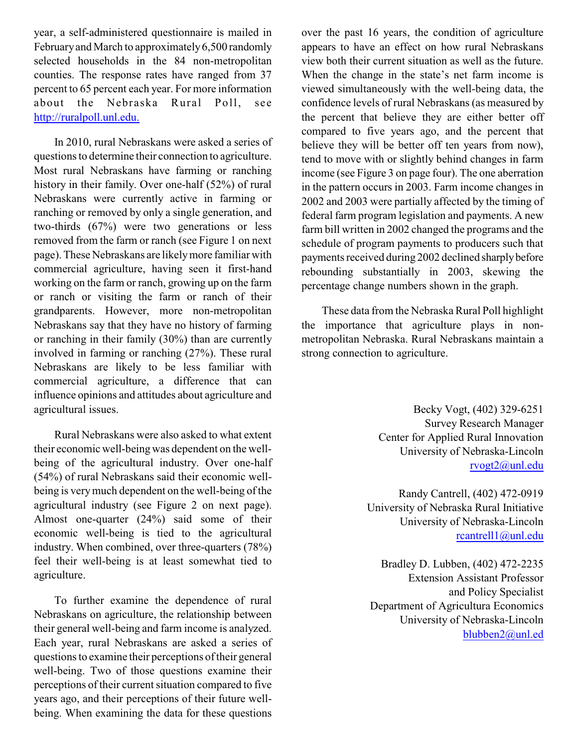year, a self-administered questionnaire is mailed in February and March to approximately 6,500 randomly selected households in the 84 non-metropolitan counties. The response rates have ranged from 37 percent to 65 percent each year. For more information about the Nebraska Rural Poll, see http://ruralpoll.unl.edu.

In 2010, rural Nebraskans were asked a series of questions to determine their connection to agriculture. Most rural Nebraskans have farming or ranching history in their family. Over one-half (52%) of rural Nebraskans were currently active in farming or ranching or removed by only a single generation, and two-thirds (67%) were two generations or less removed from the farm or ranch (see Figure 1 on next page). These Nebraskans are likely more familiar with commercial agriculture, having seen it first-hand working on the farm or ranch, growing up on the farm or ranch or visiting the farm or ranch of their grandparents. However, more non-metropolitan Nebraskans say that they have no history of farming or ranching in their family (30%) than are currently involved in farming or ranching (27%). These rural Nebraskans are likely to be less familiar with commercial agriculture, a difference that can influence opinions and attitudes about agriculture and agricultural issues.

Rural Nebraskans were also asked to what extent their economic well-being was dependent on the well-being of the agricultural industry. Over one-half (54%) of rural Nebraskans said their economic well-being is very much dependent on the well-being of the agricultural industry (see Figure 2 on next page). Almost one-quarter (24%) said some of their economic well-being is tied to the agricultural industry. When combined, over three-quarters (78%) feel their well-being is at least somewhat tied to agriculture.

To further examine the dependence of rural Nebraskans on agriculture, the relationship between their general well-being and farm income is analyzed. Each year, rural Nebraskans are asked a series of questions to examine their perceptions of their general well-being. Two of those questions examine their perceptions of their current situation compared to five years ago, and their perceptions of their future well-being. When examining the data for these questions over the past 16 years, the condition of agriculture appears to have an effect on how rural Nebraskans view both their current situation as well as the future. When the change in the state's net farm income is viewed simultaneously with the well-being data, the confidence levels of rural Nebraskans (as measured by the percent that believe they are either better off compared to five years ago, and the percent that believe they will be better off ten years from now), tend to move with or slightly behind changes in farm income (see Figure 3 on page four). The one aberration in the pattern occurs in 2003. Farm income changes in 2002 and 2003 were partially affected by the timing of federal farm program legislation and payments. A new farm bill written in 2002 changed the programs and the schedule of program payments to producers such that payments received during 2002 declined sharply before rebounding substantially in 2003, skewing the percentage change numbers shown in the graph.

These data from the Nebraska Rural Poll highlight the importance that agriculture plays in non-metropolitan Nebraska. Rural Nebraskans maintain a strong connection to agriculture.

Becky Vogt, (402) 329-6251  
Survey Research Manager  
Center for Applied Rural Innovation  
University of Nebraska-Lincoln  
rvogt2@unl.edu

Randy Cantrell, (402) 472-0919  
University of Nebraska Rural Initiative  
University of Nebraska-Lincoln  
rcantrell1@unl.edu

Bradley D. Lubben, (402) 472-2235  
Extension Assistant Professor  
and Policy Specialist  
Department of Agricultura Economics  
University of Nebraska-Lincoln  
blubben2@unl.ed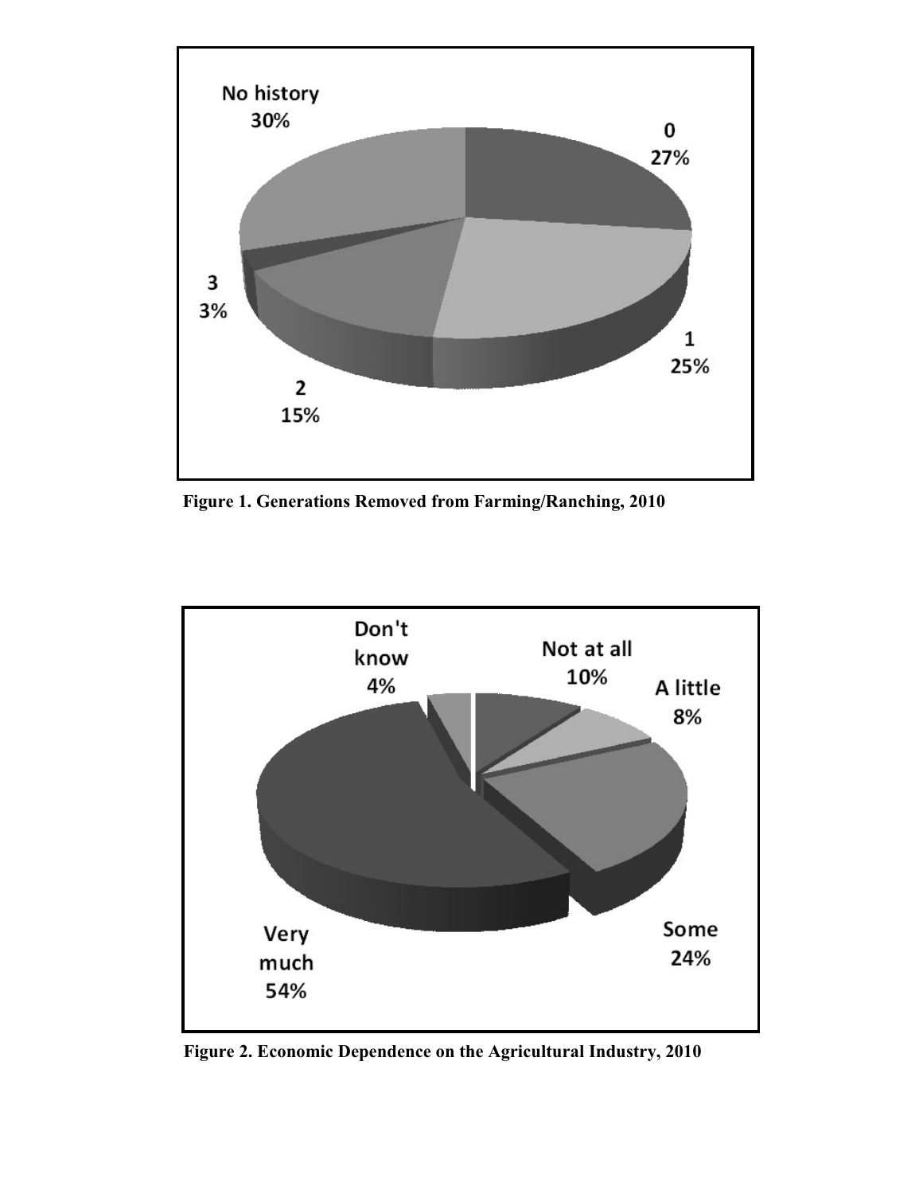No history
30%

0
27%

1
25%

2
15%

3
3%

**Figure 1. Generations Removed from Farming/Ranching, 2010**

Don't know
4%

Not at all
10%

A little
8%

Some
24%

Very much
54%

**Figure 2. Economic Dependence on the Agricultural Industry, 2010**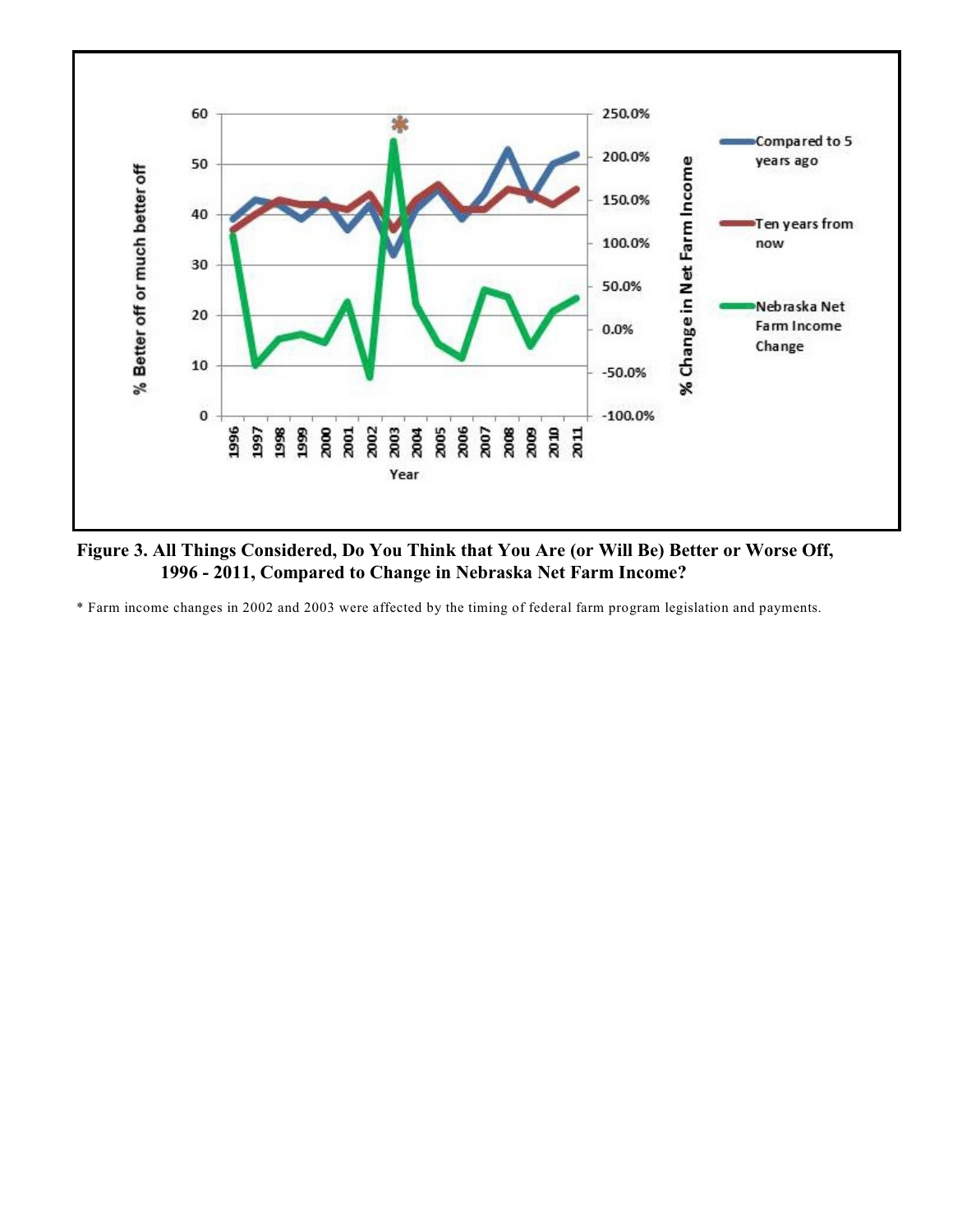60
50
40
30
20
10
0

% Better off or much better off

250.0%
200.0%
150.0%
100.0%
50.0%
0.0%
-50.0%
-100.0%

% Change in Net Farm Income

*

1996
1997
1998
1999
2000
2001
2002
2003
2004
2005
2006
2007
2008
2009
2010
2011

Year

Compared to 5 years ago

Ten years from now

Nebraska Net Farm Income Change

**Figure 3. All Things Considered, Do You Think that You Are (or Will Be) Better or Worse Off, 1996 - 2011, Compared to Change in Nebraska Net Farm Income?**

* Farm income changes in 2002 and 2003 were affected by the timing of federal farm program legislation and payments.